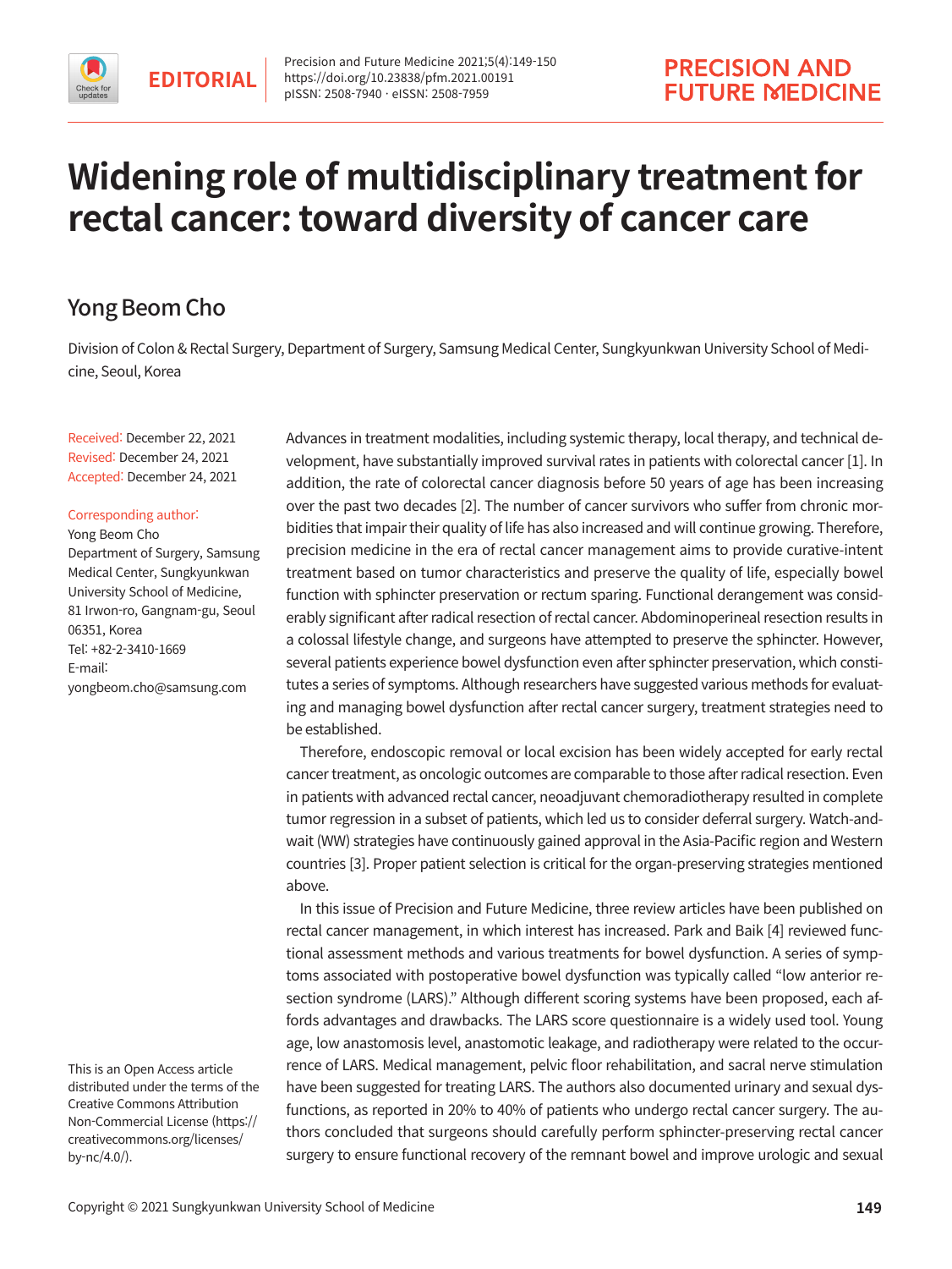EDITORIAL

https://doi.org/10.23838/pfm.2021.00191
pISSN: 2508-7940 · eISSN: 2508-7959

# Widening role of multidisciplinary treatment for rectal cancer: toward diversity of cancer care

## Yong Beom Cho

Division of Colon & Rectal Surgery, Department of Surgery, Samsung Medical Center, Sungkyunkwan University School of Medicine, Seoul, Korea

Received: December 22, 2021
Revised: December 24, 2021
Accepted: December 24, 2021

Corresponding author:
Yong Beom Cho
Department of Surgery, Samsung Medical Center, Sungkyunkwan University School of Medicine, 81 Irwon-ro, Gangnam-gu, Seoul 06351, Korea
Tel: +82-2-3410-1669
E-mail: yongbeom.cho@samsung.com

This is an Open Access article distributed under the terms of the Creative Commons Attribution Non-Commercial License (https://creativecommons.org/licenses/by-nc/4.0/).

Advances in treatment modalities, including systemic therapy, local therapy, and technical development, have substantially improved survival rates in patients with colorectal cancer [1]. In addition, the rate of colorectal cancer diagnosis before 50 years of age has been increasing over the past two decades [2]. The number of cancer survivors who suffer from chronic morbidities that impair their quality of life has also increased and will continue growing. Therefore, precision medicine in the era of rectal cancer management aims to provide curative-intent treatment based on tumor characteristics and preserve the quality of life, especially bowel function with sphincter preservation or rectum sparing. Functional derangement was considerably significant after radical resection of rectal cancer. Abdominoperineal resection results in a colossal lifestyle change, and surgeons have attempted to preserve the sphincter. However, several patients experience bowel dysfunction even after sphincter preservation, which constitutes a series of symptoms. Although researchers have suggested various methods for evaluating and managing bowel dysfunction after rectal cancer surgery, treatment strategies need to be established.

Therefore, endoscopic removal or local excision has been widely accepted for early rectal cancer treatment, as oncologic outcomes are comparable to those after radical resection. Even in patients with advanced rectal cancer, neoadjuvant chemoradiotherapy resulted in complete tumor regression in a subset of patients, which led us to consider deferral surgery. Watch-and-wait (WW) strategies have continuously gained approval in the Asia-Pacific region and Western countries [3]. Proper patient selection is critical for the organ-preserving strategies mentioned above.

In this issue of Precision and Future Medicine, three review articles have been published on rectal cancer management, in which interest has increased. Park and Baik [4] reviewed functional assessment methods and various treatments for bowel dysfunction. A series of symptoms associated with postoperative bowel dysfunction was typically called "low anterior resection syndrome (LARS)." Although different scoring systems have been proposed, each affords advantages and drawbacks. The LARS score questionnaire is a widely used tool. Young age, low anastomosis level, anastomotic leakage, and radiotherapy were related to the occurrence of LARS. Medical management, pelvic floor rehabilitation, and sacral nerve stimulation have been suggested for treating LARS. The authors also documented urinary and sexual dysfunctions, as reported in 20% to 40% of patients who undergo rectal cancer surgery. The authors concluded that surgeons should carefully perform sphincter-preserving rectal cancer surgery to ensure functional recovery of the remnant bowel and improve urologic and sexual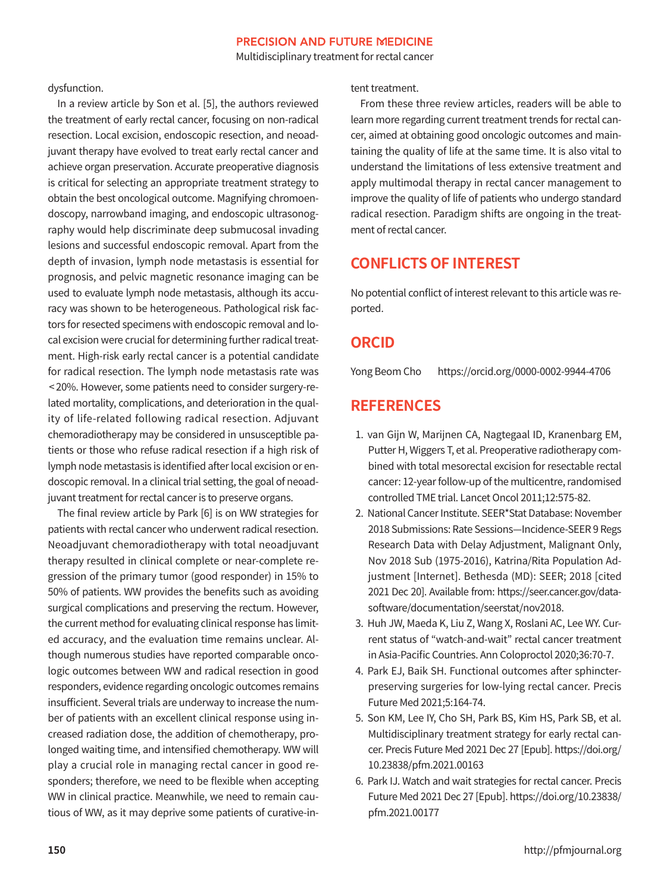dysfunction.

In a review article by Son et al. [5], the authors reviewed the treatment of early rectal cancer, focusing on non-radical resection. Local excision, endoscopic resection, and neoadjuvant therapy have evolved to treat early rectal cancer and achieve organ preservation. Accurate preoperative diagnosis is critical for selecting an appropriate treatment strategy to obtain the best oncological outcome. Magnifying chromoendoscopy, narrowband imaging, and endoscopic ultrasonography would help discriminate deep submucosal invading lesions and successful endoscopic removal. Apart from the depth of invasion, lymph node metastasis is essential for prognosis, and pelvic magnetic resonance imaging can be used to evaluate lymph node metastasis, although its accuracy was shown to be heterogeneous. Pathological risk factors for resected specimens with endoscopic removal and local excision were crucial for determining further radical treatment. High-risk early rectal cancer is a potential candidate for radical resection. The lymph node metastasis rate was <20%. However, some patients need to consider surgery-related mortality, complications, and deterioration in the quality of life-related following radical resection. Adjuvant chemoradiotherapy may be considered in unsusceptible patients or those who refuse radical resection if a high risk of lymph node metastasis is identified after local excision or endoscopic removal. In a clinical trial setting, the goal of neoadjuvant treatment for rectal cancer is to preserve organs.

The final review article by Park [6] is on WW strategies for patients with rectal cancer who underwent radical resection. Neoadjuvant chemoradiotherapy with total neoadjuvant therapy resulted in clinical complete or near-complete regression of the primary tumor (good responder) in 15% to 50% of patients. WW provides the benefits such as avoiding surgical complications and preserving the rectum. However, the current method for evaluating clinical response has limited accuracy, and the evaluation time remains unclear. Although numerous studies have reported comparable oncologic outcomes between WW and radical resection in good responders, evidence regarding oncologic outcomes remains insufficient. Several trials are underway to increase the number of patients with an excellent clinical response using increased radiation dose, the addition of chemotherapy, prolonged waiting time, and intensified chemotherapy. WW will play a crucial role in managing rectal cancer in good responders; therefore, we need to be flexible when accepting WW in clinical practice. Meanwhile, we need to remain cautious of WW, as it may deprive some patients of curative-intent treatment.

From these three review articles, readers will be able to learn more regarding current treatment trends for rectal cancer, aimed at obtaining good oncologic outcomes and maintaining the quality of life at the same time. It is also vital to understand the limitations of less extensive treatment and apply multimodal therapy in rectal cancer management to improve the quality of life of patients who undergo standard radical resection. Paradigm shifts are ongoing in the treatment of rectal cancer.

## CONFLICTS OF INTEREST

No potential conflict of interest relevant to this article was reported.

## ORCID

Yong Beom Cho https://orcid.org/0000-0002-9944-4706

## REFERENCES

1. van Gijn W, Marijnen CA, Nagtegaal ID, Kranenbarg EM, Putter H, Wiggers T, et al. Preoperative radiotherapy combined with total mesorectal excision for resectable rectal cancer: 12-year follow-up of the multicentre, randomised controlled TME trial. Lancet Oncol 2011;12:575-82.
2. National Cancer Institute. SEER*Stat Database: November 2018 Submissions: Rate Sessions—Incidence-SEER 9 Regs Research Data with Delay Adjustment, Malignant Only, Nov 2018 Sub (1975-2016), Katrina/Rita Population Adjustment [Internet]. Bethesda (MD): SEER; 2018 [cited 2021 Dec 20]. Available from: https://seer.cancer.gov/data-software/documentation/seerstat/nov2018.
3. Huh JW, Maeda K, Liu Z, Wang X, Roslani AC, Lee WY. Current status of "watch-and-wait" rectal cancer treatment in Asia-Pacific Countries. Ann Coloproctol 2020;36:70-7.
4. Park EJ, Baik SH. Functional outcomes after sphincter-preserving surgeries for low-lying rectal cancer. Precis Future Med 2021;5:164-74.
5. Son KM, Lee IY, Cho SH, Park BS, Kim HS, Park SB, et al. Multidisciplinary treatment strategy for early rectal cancer. Precis Future Med 2021 Dec 27 [Epub]. https://doi.org/10.23838/pfm.2021.00163
6. Park IJ. Watch and wait strategies for rectal cancer. Precis Future Med 2021 Dec 27 [Epub]. https://doi.org/10.23838/pfm.2021.00177